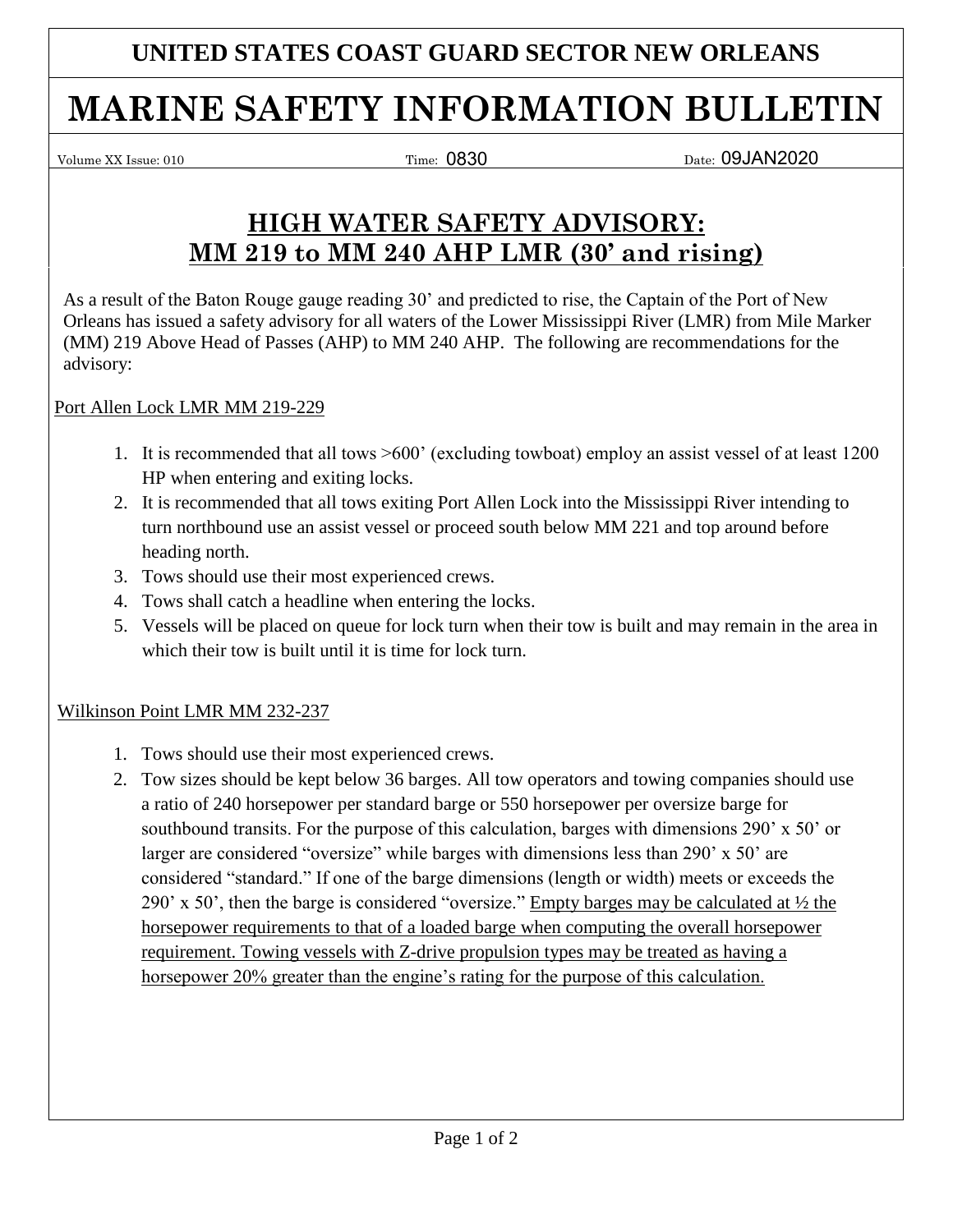**UNITED STATES COAST GUARD SECTOR NEW ORLEANS**

# MARINE SAFETY INFORMATION BULLETIN

Volume XX Issue: 010 Time: 0830 Date: 09JAN2020

## HIGH WATER SAFETY ADVISORY: MM 219 to MM 240 AHP LMR (30' and rising)

As a result of the Baton Rouge gauge reading 30' and predicted to rise, the Captain of the Port of New Orleans has issued a safety advisory for all waters of the Lower Mississippi River (LMR) from Mile Marker (MM) 219 Above Head of Passes (AHP) to MM 240 AHP. The following are recommendations for the advisory:

<u>Port Allen Lock LMR MM 219-229</u>

1. It is recommended that all tows >600' (excluding towboat) employ an assist vessel of at least 1200 HP when entering and exiting locks.
2. It is recommended that all tows exiting Port Allen Lock into the Mississippi River intending to turn northbound use an assist vessel or proceed south below MM 221 and top around before heading north.
3. Tows should use their most experienced crews.
4. Tows shall catch a headline when entering the locks.
5. Vessels will be placed on queue for lock turn when their tow is built and may remain in the area in which their tow is built until it is time for lock turn.

<u>Wilkinson Point LMR MM 232-237</u>

1. Tows should use their most experienced crews.
2. Tow sizes should be kept below 36 barges. All tow operators and towing companies should use a ratio of 240 horsepower per standard barge or 550 horsepower per oversize barge for southbound transits. For the purpose of this calculation, barges with dimensions 290' x 50' or larger are considered "oversize" while barges with dimensions less than 290' x 50' are considered "standard." If one of the barge dimensions (length or width) meets or exceeds the 290' x 50', then the barge is considered "oversize." <u>Empty barges may be calculated at ½ the horsepower requirements to that of a loaded barge when computing the overall horsepower requirement. Towing vessels with Z-drive propulsion types may be treated as having a horsepower 20% greater than the engine's rating for the purpose of this calculation.</u>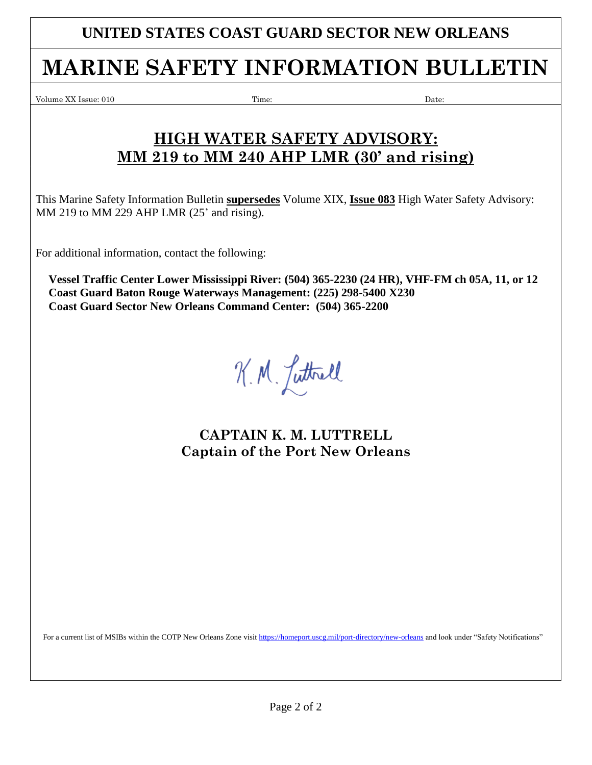**UNITED STATES COAST GUARD SECTOR NEW ORLEANS**

# MARINE SAFETY INFORMATION BULLETIN

Volume XX Issue: 010 Time: Date:

## HIGH WATER SAFETY ADVISORY: MM 219 to MM 240 AHP LMR (30' and rising)

This Marine Safety Information Bulletin **supersedes** Volume XIX, **Issue 083** High Water Safety Advisory: MM 219 to MM 229 AHP LMR (25' and rising).

For additional information, contact the following:

**Vessel Traffic Center Lower Mississippi River: (504) 365-2230 (24 HR), VHF-FM ch 05A, 11, or 12**
**Coast Guard Baton Rouge Waterways Management: (225) 298-5400 X230**
**Coast Guard Sector New Orleans Command Center: (504) 365-2200**

K. M. Luttrell

**CAPTAIN K. M. LUTTRELL**
**Captain of the Port New Orleans**

For a current list of MSIBs within the COTP New Orleans Zone visit https://homeport.uscg.mil/port-directory/new-orleans and look under "Safety Notifications"